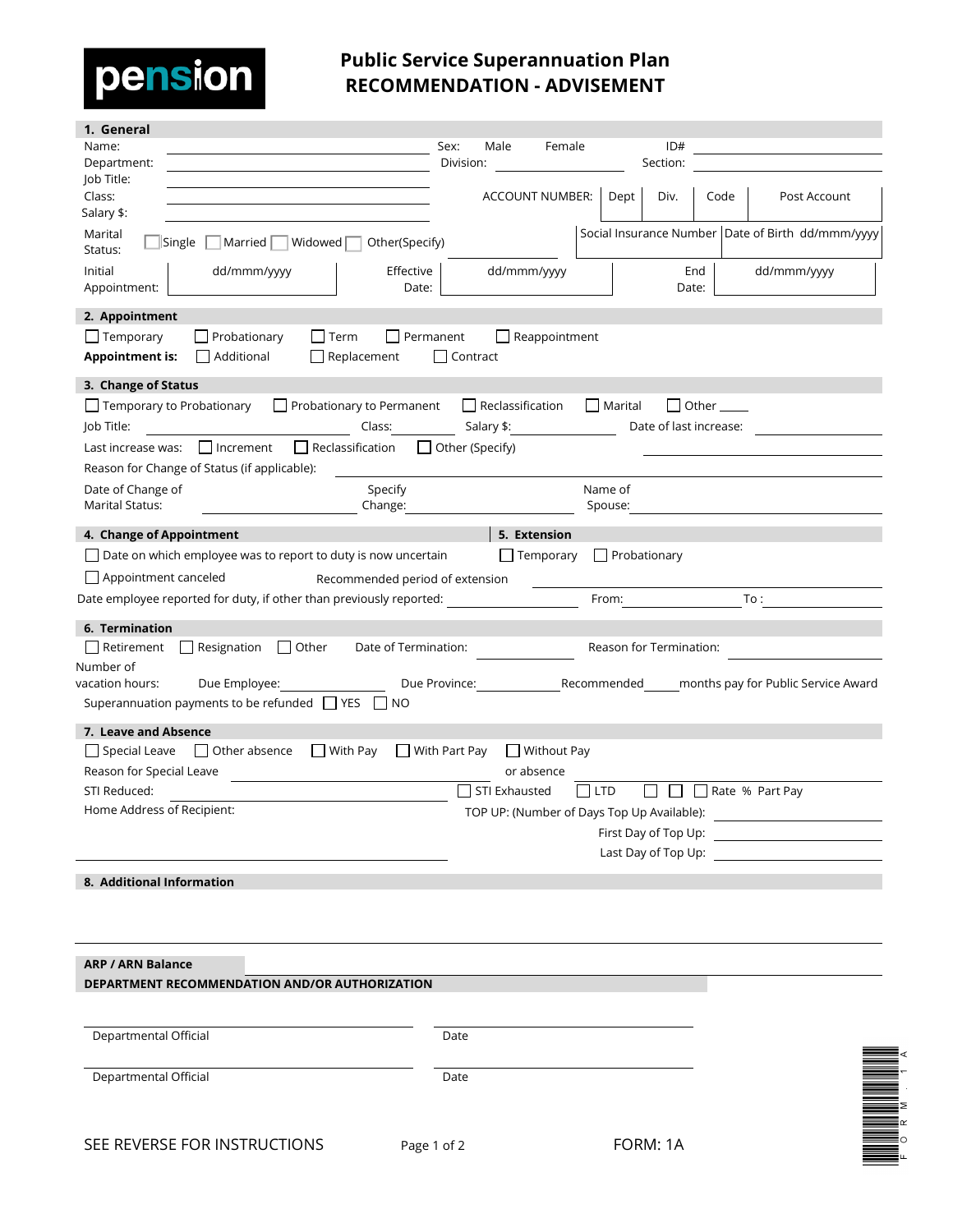**pension**

# Public Service Superannuation Plan
# RECOMMENDATION - ADVISEMENT

## 1. General

Name: ______________________ Sex: Male Female ID# ______________________

Department: ______________________ Division: ______________________ Section: ______________________

Job Title: ______________________

Class: ______________________

Salary $: ______________________

| ACCOUNT NUMBER: | Dept | Div. | Code | Post Account |
|---|---|---|---|---|
| | | | | |

Marital Status: ☐ Single ☐ Married ☐ Widowed ☐ Other(Specify) ______________________

| Social Insurance Number | Date of Birth dd/mmm/yyyy |
|---|---|
| | |

Initial Appointment: dd/mmm/yyyy Effective Date: dd/mmm/yyyy End Date: dd/mmm/yyyy

## 2. Appointment

☐ Temporary ☐ Probationary ☐ Term ☐ Permanent ☐ Reappointment

**Appointment is:** ☐ Additional ☐ Replacement ☐ Contract

## 3. Change of Status

☐ Temporary to Probationary ☐ Probationary to Permanent ☐ Reclassification ☐ Marital ☐ Other ____

Job Title: ______________________ Class: __________ Salary $: ______________ Date of last increase: ______________

Last increase was: ☐ Increment ☐ Reclassification ☐ Other (Specify) ______________________

Reason for Change of Status (if applicable): ______________________

Date of Change of Marital Status: ______________________ Specify Change: ______________________ Name of Spouse: ______________________

## 4. Change of Appointment

☐ Date on which employee was to report to duty is now uncertain

☐ Appointment canceled

Date employee reported for duty, if other than previously reported: ______________________

## 5. Extension

☐ Temporary ☐ Probationary

Recommended period of extension ______________________

From: ______________________ To : ______________________

## 6. Termination

☐ Retirement ☐ Resignation ☐ Other Date of Termination: ______________ Reason for Termination: ______________

Number of vacation hours: Due Employee: ______________ Due Province: ______________ Recommended _____ months pay for Public Service Award

Superannuation payments to be refunded ☐ YES ☐ NO

## 7. Leave and Absence

☐ Special Leave ☐ Other absence ☐ With Pay ☐ With Part Pay ☐ Without Pay

Reason for Special Leave or absence ______________________

STI Reduced: ______________________ ☐ STI Exhausted ☐ LTD ☐ ☐ ☐ Rate % Part Pay

Home Address of Recipient: ______________________

TOP UP: (Number of Days Top Up Available): ______________________

First Day of Top Up: ______________________

Last Day of Top Up: ______________________

## 8. Additional Information

______________________

**ARP / ARN Balance** ______________________

**DEPARTMENT RECOMMENDATION AND/OR AUTHORIZATION**

______________________ ______________________
Departmental Official Date

______________________ ______________________
Departmental Official Date

SEE REVERSE FOR INSTRUCTIONS

FORM: 1A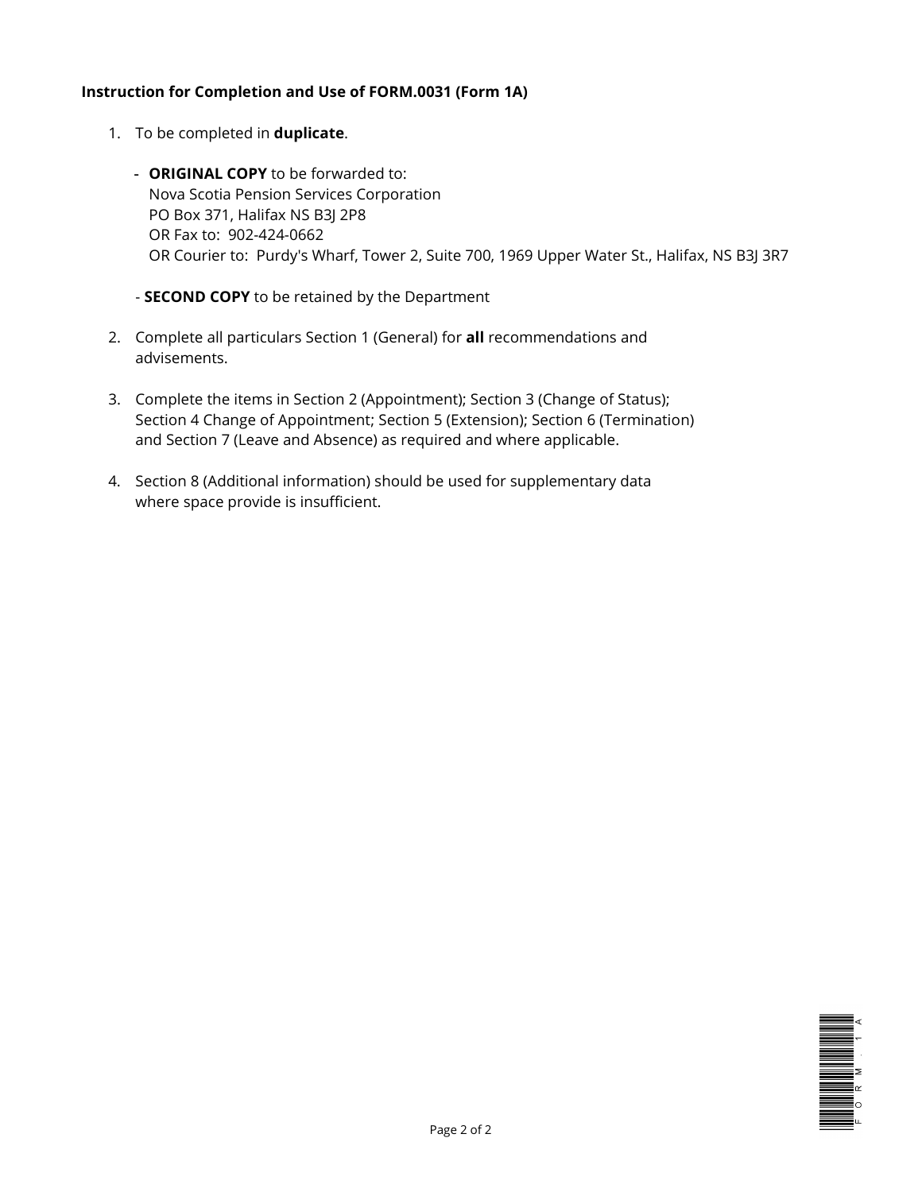**Instruction for Completion and Use of FORM.0031 (Form 1A)**

1. To be completed in **duplicate**.

   - **ORIGINAL COPY** to be forwarded to:
     Nova Scotia Pension Services Corporation
     PO Box 371, Halifax NS B3J 2P8
     OR Fax to: 902-424-0662
     OR Courier to: Purdy's Wharf, Tower 2, Suite 700, 1969 Upper Water St., Halifax, NS B3J 3R7

   - **SECOND COPY** to be retained by the Department

2. Complete all particulars Section 1 (General) for **all** recommendations and advisements.

3. Complete the items in Section 2 (Appointment); Section 3 (Change of Status); Section 4 Change of Appointment; Section 5 (Extension); Section 6 (Termination) and Section 7 (Leave and Absence) as required and where applicable.

4. Section 8 (Additional information) should be used for supplementary data where space provide is insufficient.